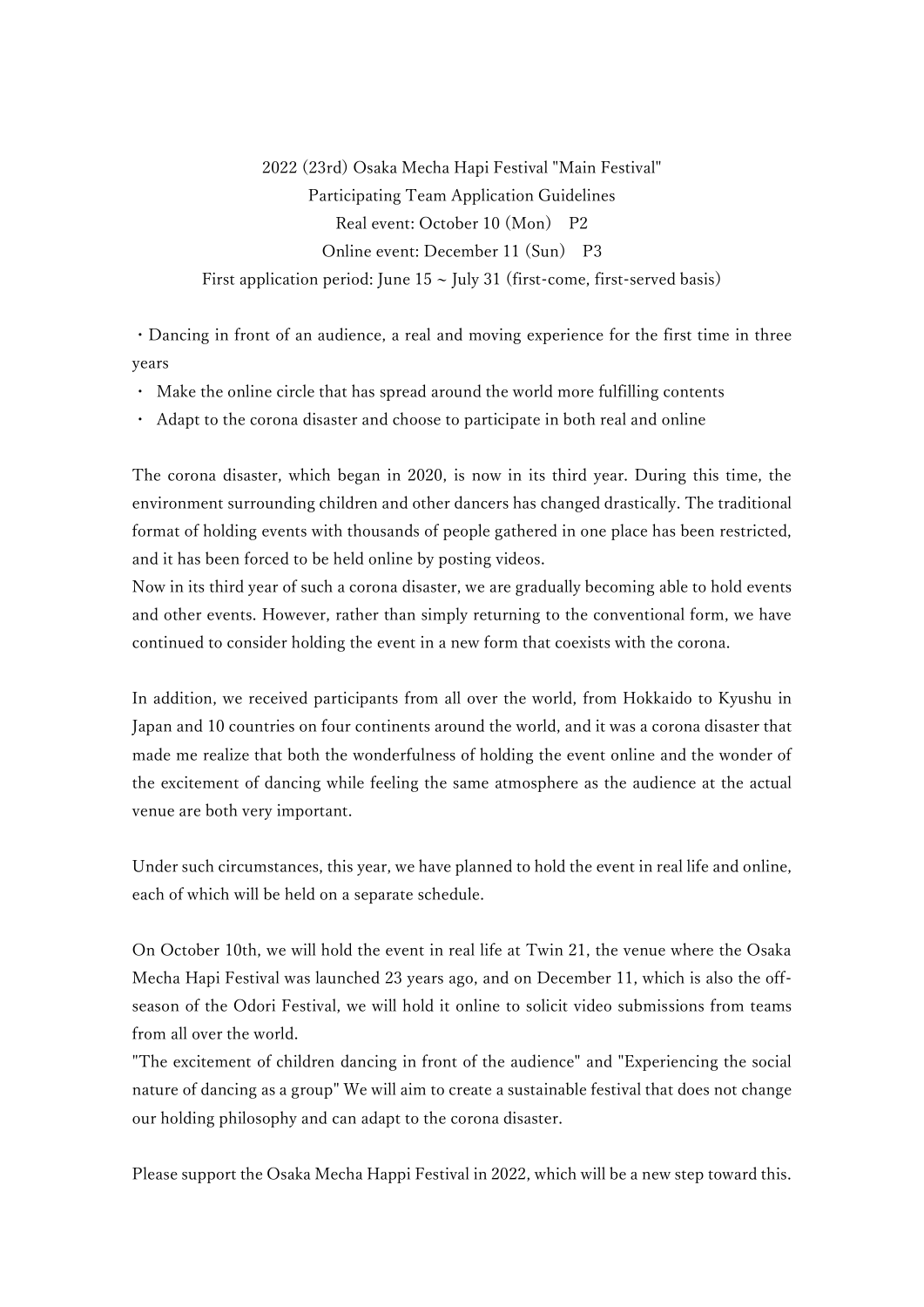# 2022 (23rd) Osaka Mecha Hapi Festival "Main Festival"

## Participating Team Application Guidelines

Real event: October 10 (Mon)　P2

Online event: December 11 (Sun)　P3

First application period: June 15 ~ July 31 (first-come, first-served basis)

・Dancing in front of an audience, a real and moving experience for the first time in three years

・ Make the online circle that has spread around the world more fulfilling contents

・ Adapt to the corona disaster and choose to participate in both real and online

The corona disaster, which began in 2020, is now in its third year. During this time, the environment surrounding children and other dancers has changed drastically. The traditional format of holding events with thousands of people gathered in one place has been restricted, and it has been forced to be held online by posting videos.

Now in its third year of such a corona disaster, we are gradually becoming able to hold events and other events. However, rather than simply returning to the conventional form, we have continued to consider holding the event in a new form that coexists with the corona.

In addition, we received participants from all over the world, from Hokkaido to Kyushu in Japan and 10 countries on four continents around the world, and it was a corona disaster that made me realize that both the wonderfulness of holding the event online and the wonder of the excitement of dancing while feeling the same atmosphere as the audience at the actual venue are both very important.

Under such circumstances, this year, we have planned to hold the event in real life and online, each of which will be held on a separate schedule.

On October 10th, we will hold the event in real life at Twin 21, the venue where the Osaka Mecha Hapi Festival was launched 23 years ago, and on December 11, which is also the off-season of the Odori Festival, we will hold it online to solicit video submissions from teams from all over the world.

"The excitement of children dancing in front of the audience" and "Experiencing the social nature of dancing as a group" We will aim to create a sustainable festival that does not change our holding philosophy and can adapt to the corona disaster.

Please support the Osaka Mecha Happi Festival in 2022, which will be a new step toward this.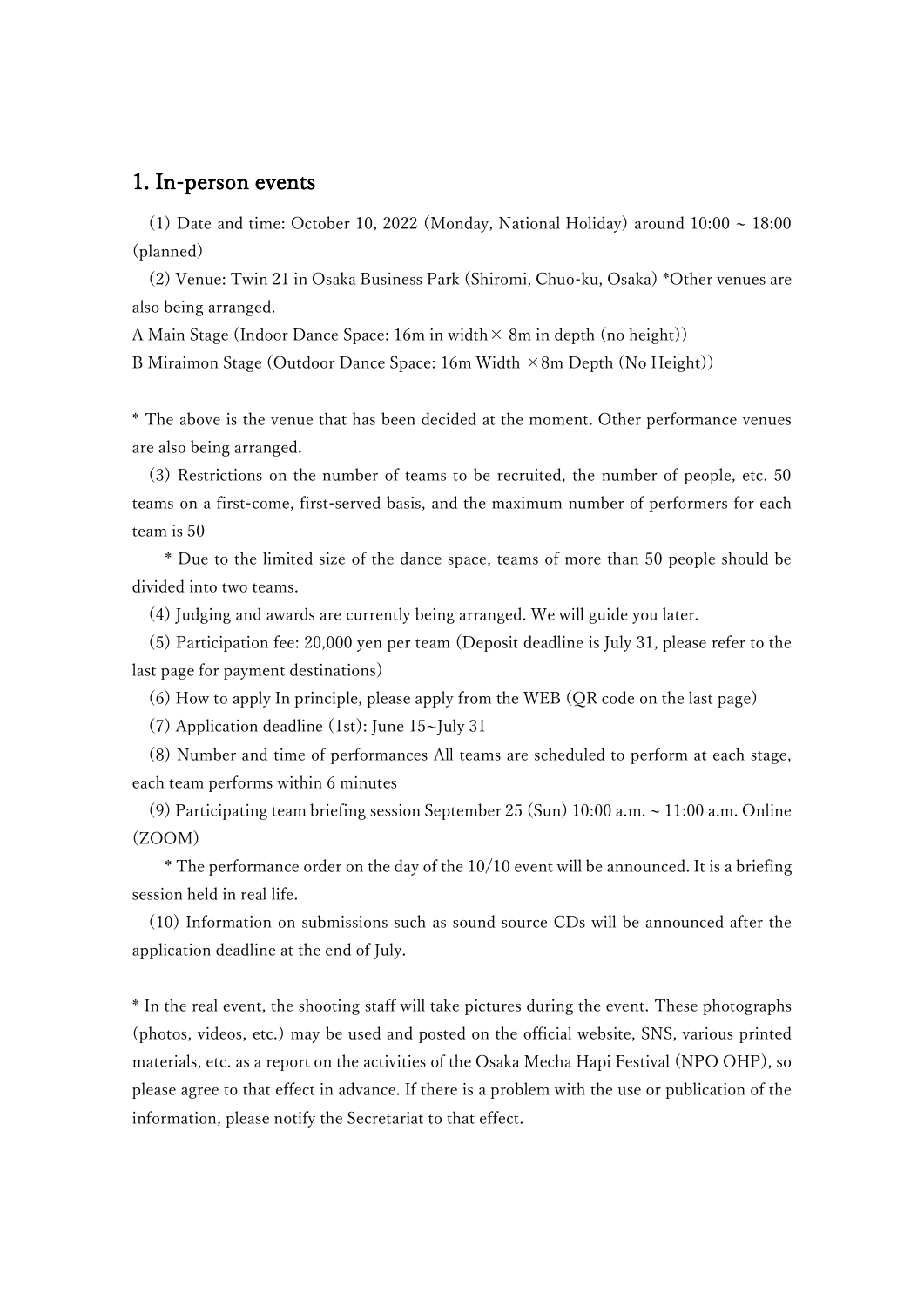## 1. In-person events

(1) Date and time: October 10, 2022 (Monday, National Holiday) around 10:00 ~ 18:00 (planned)

(2) Venue: Twin 21 in Osaka Business Park (Shiromi, Chuo-ku, Osaka) *Other venues are also being arranged.

A Main Stage (Indoor Dance Space: 16m in width× 8m in depth (no height))

B Miraimon Stage (Outdoor Dance Space: 16m Width ×8m Depth (No Height))

* The above is the venue that has been decided at the moment. Other performance venues are also being arranged.

(3) Restrictions on the number of teams to be recruited, the number of people, etc. 50 teams on a first-come, first-served basis, and the maximum number of performers for each team is 50

  * Due to the limited size of the dance space, teams of more than 50 people should be divided into two teams.

(4) Judging and awards are currently being arranged. We will guide you later.

(5) Participation fee: 20,000 yen per team (Deposit deadline is July 31, please refer to the last page for payment destinations)

(6) How to apply In principle, please apply from the WEB (QR code on the last page)

(7) Application deadline (1st): June 15~July 31

(8) Number and time of performances All teams are scheduled to perform at each stage, each team performs within 6 minutes

(9) Participating team briefing session September 25 (Sun) 10:00 a.m. ~ 11:00 a.m. Online (ZOOM)

  * The performance order on the day of the 10/10 event will be announced. It is a briefing session held in real life.

(10) Information on submissions such as sound source CDs will be announced after the application deadline at the end of July.

* In the real event, the shooting staff will take pictures during the event. These photographs (photos, videos, etc.) may be used and posted on the official website, SNS, various printed materials, etc. as a report on the activities of the Osaka Mecha Hapi Festival (NPO OHP), so please agree to that effect in advance. If there is a problem with the use or publication of the information, please notify the Secretariat to that effect.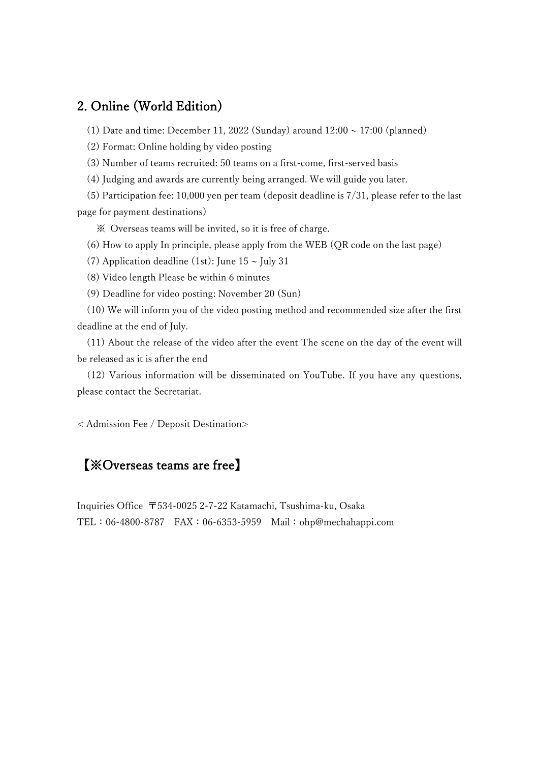## 2. Online (World Edition)

(1) Date and time: December 11, 2022 (Sunday) around 12:00 ~ 17:00 (planned)

(2) Format: Online holding by video posting

(3) Number of teams recruited: 50 teams on a first-come, first-served basis

(4) Judging and awards are currently being arranged. We will guide you later.

(5) Participation fee: 10,000 yen per team (deposit deadline is 7/31, please refer to the last page for payment destinations)

※ Overseas teams will be invited, so it is free of charge.

(6) How to apply In principle, please apply from the WEB (QR code on the last page)

(7) Application deadline (1st): June 15 ~ July 31

(8) Video length Please be within 6 minutes

(9) Deadline for video posting: November 20 (Sun)

(10) We will inform you of the video posting method and recommended size after the first deadline at the end of July.

(11) About the release of the video after the event The scene on the day of the event will be released as it is after the end

(12) Various information will be disseminated on YouTube. If you have any questions, please contact the Secretariat.

< Admission Fee / Deposit Destination>

## 【※Overseas teams are free】

Inquiries Office 〒534-0025 2-7-22 Katamachi, Tsushima-ku, Osaka
TEL：06-4800-8787 FAX：06-6353-5959 Mail：ohp@mechahappi.com